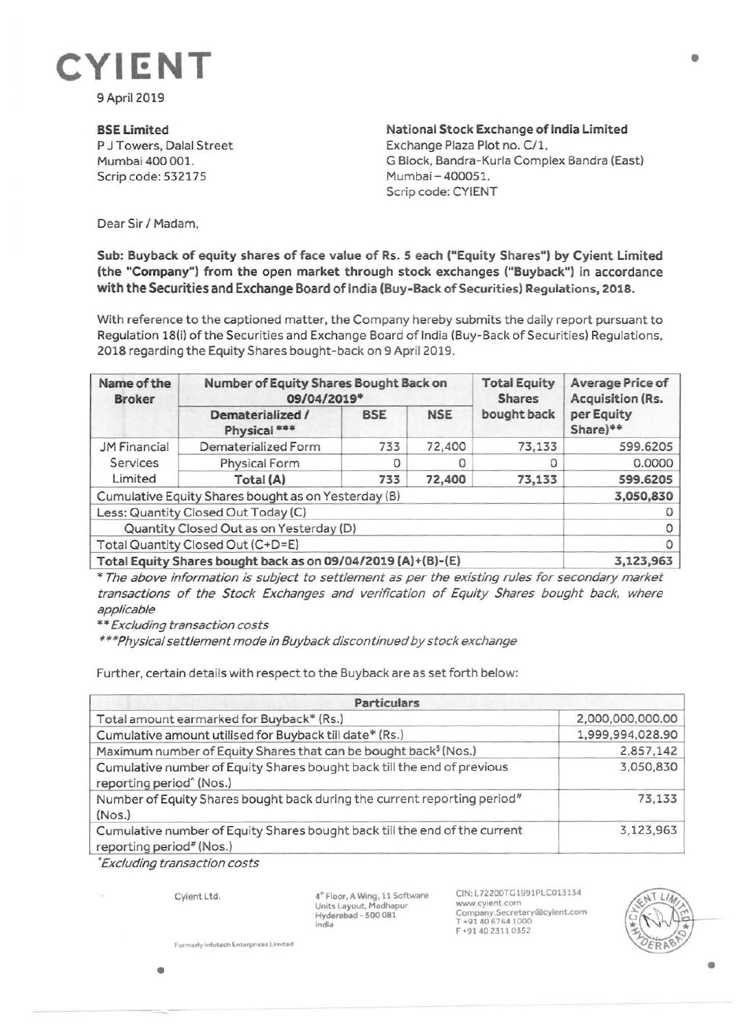# CYIENT

9 April 2019

**BSE Limited**
P J Towers, Dalal Street
Mumbai 400 001.
Scrip code: 532175

**National Stock Exchange of India Limited**
Exchange Plaza Plot no. C/1,
G Block, Bandra-Kurla Complex Bandra (East)
Mumbai – 400051.
Scrip code: CYIENT

Dear Sir / Madam,

**Sub: Buyback of equity shares of face value of Rs. 5 each ("Equity Shares") by Cyient Limited (the "Company") from the open market through stock exchanges ("Buyback") in accordance with the Securities and Exchange Board of India (Buy-Back of Securities) Regulations, 2018.**

With reference to the captioned matter, the Company hereby submits the daily report pursuant to Regulation 18(i) of the Securities and Exchange Board of India (Buy-Back of Securities) Regulations, 2018 regarding the Equity Shares bought-back on 9 April 2019.

| Name of the Broker | Number of Equity Shares Bought Back on 09/04/2019* | | | Total Equity Shares bought back | Average Price of Acquisition (Rs. per Equity Share)** |
|---|---|---|---|---|---|
| | Dematerialized / Physical *** | BSE | NSE | | |
| JM Financial Services Limited | Dematerialized Form | 733 | 72,400 | 73,133 | 599.6205 |
| | Physical Form | 0 | 0 | 0 | 0.0000 |
| | **Total (A)** | **733** | **72,400** | **73,133** | **599.6205** |
| Cumulative Equity Shares bought as on Yesterday (B) | | | | | **3,050,830** |
| Less: Quantity Closed Out Today (C) | | | | | 0 |
| Quantity Closed Out as on Yesterday (D) | | | | | 0 |
| Total Quantity Closed Out (C+D=E) | | | | | 0 |
| **Total Equity Shares bought back as on 09/04/2019 (A)+(B)-(E)** | | | | | **3,123,963** |

*\* The above information is subject to settlement as per the existing rules for secondary market transactions of the Stock Exchanges and verification of Equity Shares bought back, where applicable*

*\*\* Excluding transaction costs*

*\*\*\*Physical settlement mode in Buyback discontinued by stock exchange*

Further, certain details with respect to the Buyback are as set forth below:

| Particulars | |
|---|---|
| Total amount earmarked for Buyback* (Rs.) | 2,000,000,000.00 |
| Cumulative amount utilised for Buyback till date* (Rs.) | 1,999,994,028.90 |
| Maximum number of Equity Shares that can be bought back$ (Nos.) | 2,857,142 |
| Cumulative number of Equity Shares bought back till the end of previous reporting period^ (Nos.) | 3,050,830 |
| Number of Equity Shares bought back during the current reporting period# (Nos.) | 73,133 |
| Cumulative number of Equity Shares bought back till the end of the current reporting period# (Nos.) | 3,123,963 |

*\*Excluding transaction costs*

Cyient Ltd.
Formerly Infotech Enterprises Limited

4th Floor, A Wing, 11 Software Units Layout, Madhapur
Hyderabad - 500 081
India

CIN: L72200TG1991PLC013134
www.cyient.com
Company.Secretary@cyient.com
T +91 40 6764 1000
F +91 40 2311 0352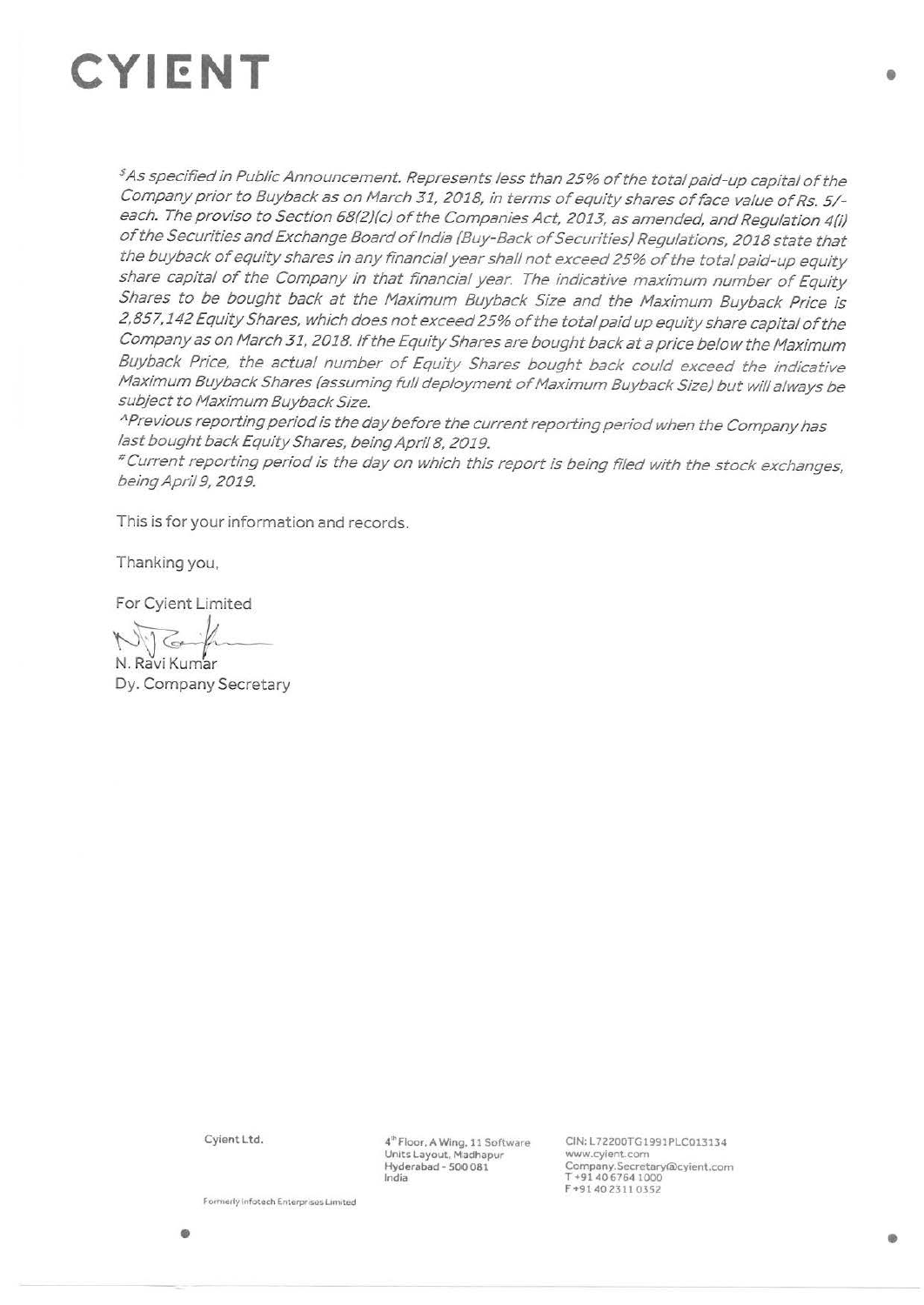# CYIENT

*$As specified in Public Announcement. Represents less than 25% of the total paid-up capital of the Company prior to Buyback as on March 31, 2018, in terms of equity shares of face value of Rs. 5/- each. The proviso to Section 68(2)(c) of the Companies Act, 2013, as amended, and Regulation 4(i) of the Securities and Exchange Board of India (Buy-Back of Securities) Regulations, 2018 state that the buyback of equity shares in any financial year shall not exceed 25% of the total paid-up equity share capital of the Company in that financial year. The indicative maximum number of Equity Shares to be bought back at the Maximum Buyback Size and the Maximum Buyback Price is 2,857,142 Equity Shares, which does not exceed 25% of the total paid up equity share capital of the Company as on March 31, 2018. If the Equity Shares are bought back at a price below the Maximum Buyback Price, the actual number of Equity Shares bought back could exceed the indicative Maximum Buyback Shares (assuming full deployment of Maximum Buyback Size) but will always be subject to Maximum Buyback Size.*

*^Previous reporting period is the day before the current reporting period when the Company has last bought back Equity Shares, being April 8, 2019.*

*#Current reporting period is the day on which this report is being filed with the stock exchanges, being April 9, 2019.*

This is for your information and records.

Thanking you,

For Cyient Limited

N. Ravi Kumar
Dy. Company Secretary

Cyient Ltd.

Formerly Infotech Enterprises Limited

4th Floor, A Wing, 11 Software Units Layout, Madhapur
Hyderabad - 500 081
India

CIN: L72200TG1991PLC013134
www.cyient.com
Company.Secretary@cyient.com
T +91 40 6764 1000
F +91 40 2311 0352